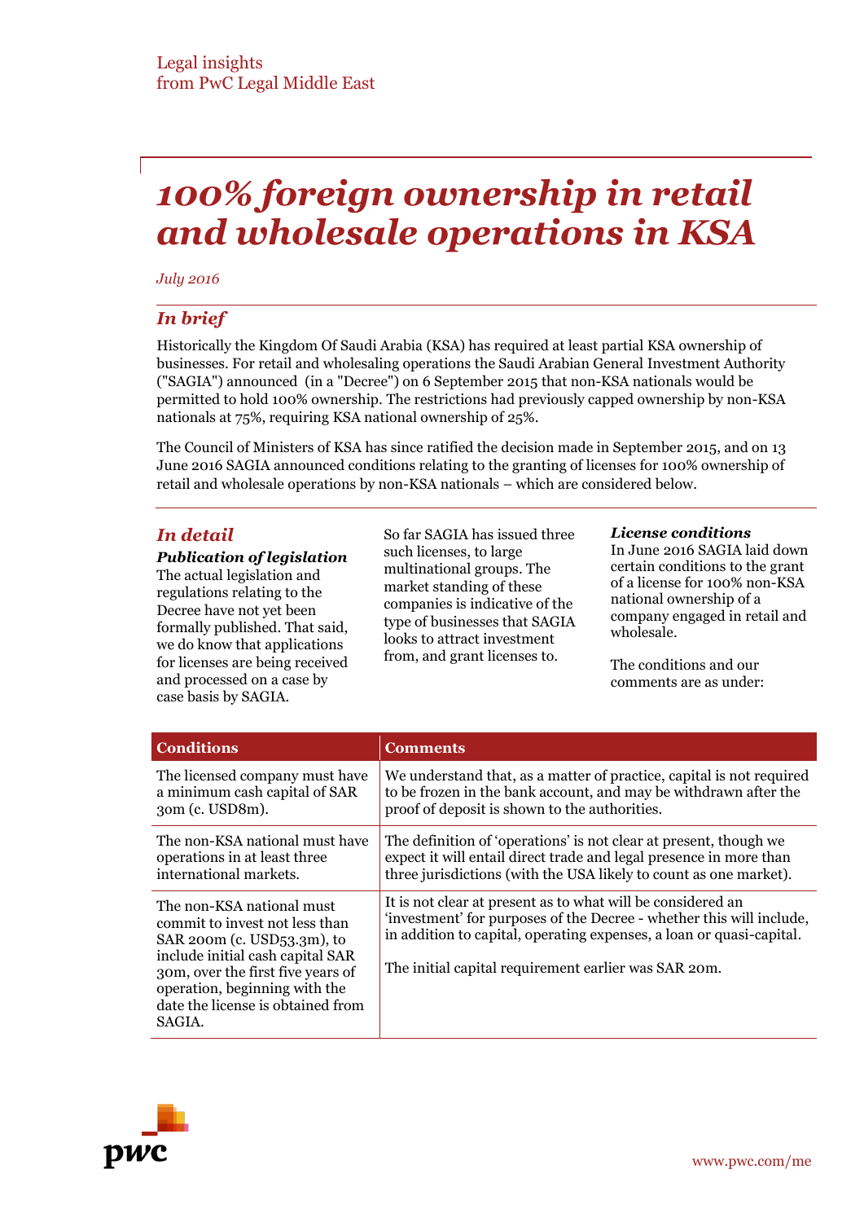Legal insights
from PwC Legal Middle East

# *100% foreign ownership in retail and wholesale operations in KSA*

*July 2016*

## *In brief*

Historically the Kingdom Of Saudi Arabia (KSA) has required at least partial KSA ownership of businesses. For retail and wholesaling operations the Saudi Arabian General Investment Authority ("SAGIA") announced (in a "Decree") on 6 September 2015 that non-KSA nationals would be permitted to hold 100% ownership. The restrictions had previously capped ownership by non-KSA nationals at 75%, requiring KSA national ownership of 25%.

The Council of Ministers of KSA has since ratified the decision made in September 2015, and on 13 June 2016 SAGIA announced conditions relating to the granting of licenses for 100% ownership of retail and wholesale operations by non-KSA nationals – which are considered below.

## *In detail*

### *Publication of legislation*

The actual legislation and regulations relating to the Decree have not yet been formally published. That said, we do know that applications for licenses are being received and processed on a case by case basis by SAGIA.

So far SAGIA has issued three such licenses, to large multinational groups. The market standing of these companies is indicative of the type of businesses that SAGIA looks to attract investment from, and grant licenses to.

### *License conditions*

In June 2016 SAGIA laid down certain conditions to the grant of a license for 100% non-KSA national ownership of a company engaged in retail and wholesale.

The conditions and our comments are as under:

| Conditions | Comments |
|---|---|
| The licensed company must have a minimum cash capital of SAR 30m (c. USD8m). | We understand that, as a matter of practice, capital is not required to be frozen in the bank account, and may be withdrawn after the proof of deposit is shown to the authorities. |
| The non-KSA national must have operations in at least three international markets. | The definition of 'operations' is not clear at present, though we expect it will entail direct trade and legal presence in more than three jurisdictions (with the USA likely to count as one market). |
| The non-KSA national must commit to invest not less than SAR 200m (c. USD53.3m), to include initial cash capital SAR 30m, over the first five years of operation, beginning with the date the license is obtained from SAGIA. | It is not clear at present as to what will be considered an 'investment' for purposes of the Decree - whether this will include, in addition to capital, operating expenses, a loan or quasi-capital.<br><br>The initial capital requirement earlier was SAR 20m. |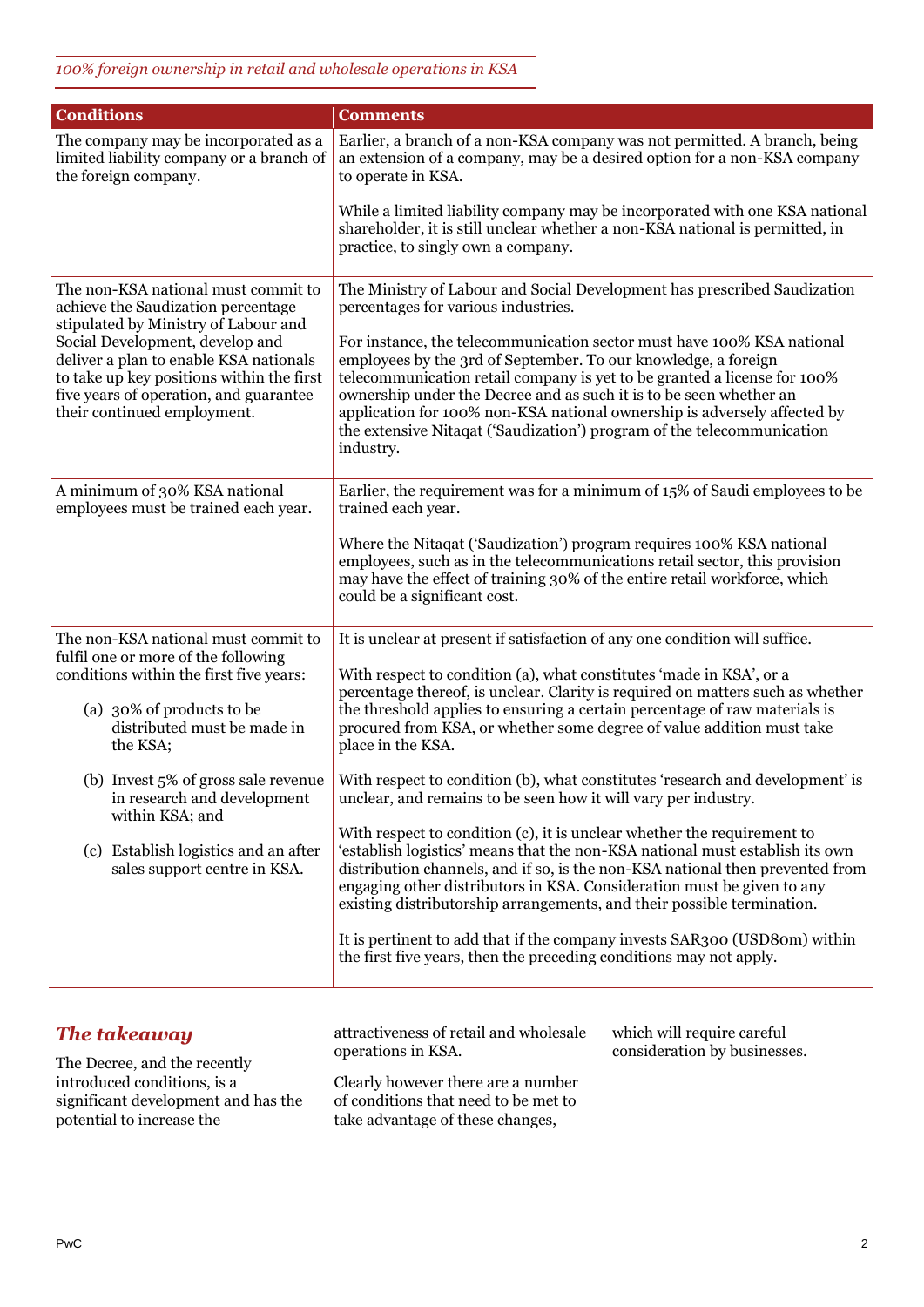*100% foreign ownership in retail and wholesale operations in KSA*

| Conditions | Comments |
|---|---|
| The company may be incorporated as a limited liability company or a branch of the foreign company. | Earlier, a branch of a non-KSA company was not permitted. A branch, being an extension of a company, may be a desired option for a non-KSA company to operate in KSA.<br><br>While a limited liability company may be incorporated with one KSA national shareholder, it is still unclear whether a non-KSA national is permitted, in practice, to singly own a company. |
| The non-KSA national must commit to achieve the Saudization percentage stipulated by Ministry of Labour and Social Development, develop and deliver a plan to enable KSA nationals to take up key positions within the first five years of operation, and guarantee their continued employment. | The Ministry of Labour and Social Development has prescribed Saudization percentages for various industries.<br><br>For instance, the telecommunication sector must have 100% KSA national employees by the 3rd of September. To our knowledge, a foreign telecommunication retail company is yet to be granted a license for 100% ownership under the Decree and as such it is to be seen whether an application for 100% non-KSA national ownership is adversely affected by the extensive Nitaqat ('Saudization') program of the telecommunication industry. |
| A minimum of 30% KSA national employees must be trained each year. | Earlier, the requirement was for a minimum of 15% of Saudi employees to be trained each year.<br><br>Where the Nitaqat ('Saudization') program requires 100% KSA national employees, such as in the telecommunications retail sector, this provision may have the effect of training 30% of the entire retail workforce, which could be a significant cost. |
| The non-KSA national must commit to fulfil one or more of the following conditions within the first five years:<br><br>(a) 30% of products to be distributed must be made in the KSA;<br><br>(b) Invest 5% of gross sale revenue in research and development within KSA; and<br><br>(c) Establish logistics and an after sales support centre in KSA. | It is unclear at present if satisfaction of any one condition will suffice.<br><br>With respect to condition (a), what constitutes 'made in KSA', or a percentage thereof, is unclear. Clarity is required on matters such as whether the threshold applies to ensuring a certain percentage of raw materials is procured from KSA, or whether some degree of value addition must take place in the KSA.<br><br>With respect to condition (b), what constitutes 'research and development' is unclear, and remains to be seen how it will vary per industry.<br><br>With respect to condition (c), it is unclear whether the requirement to 'establish logistics' means that the non-KSA national must establish its own distribution channels, and if so, is the non-KSA national then prevented from engaging other distributors in KSA. Consideration must be given to any existing distributorship arrangements, and their possible termination.<br><br>It is pertinent to add that if the company invests SAR300 (USD80m) within the first five years, then the preceding conditions may not apply. |

## *The takeaway*

The Decree, and the recently introduced conditions, is a significant development and has the potential to increase the attractiveness of retail and wholesale operations in KSA.

Clearly however there are a number of conditions that need to be met to take advantage of these changes, which will require careful consideration by businesses.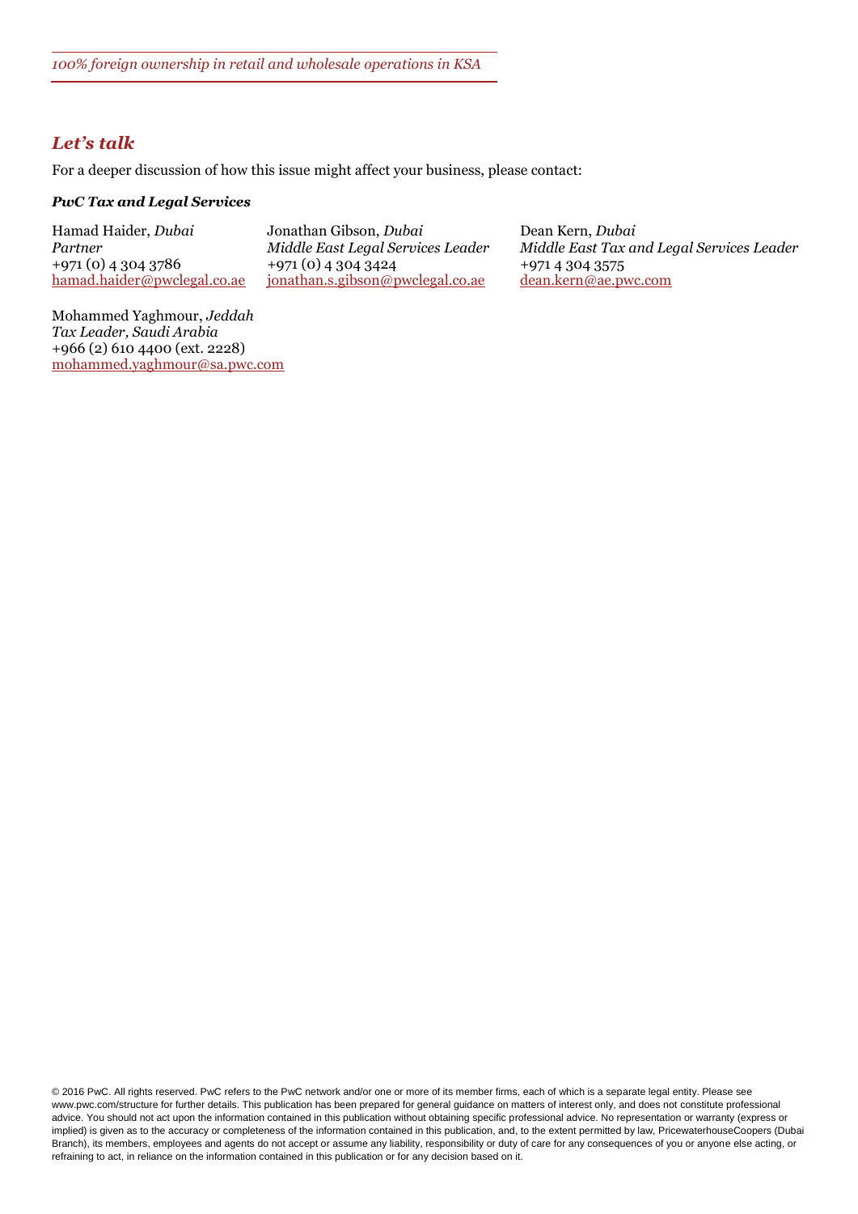## *Let's talk*

For a deeper discussion of how this issue might affect your business, please contact:

***PwC Tax and Legal Services***

Hamad Haider, *Dubai*
*Partner*
+971 (0) 4 304 3786
hamad.haider@pwclegal.co.ae

Jonathan Gibson, *Dubai*
*Middle East Legal Services Leader*
+971 (0) 4 304 3424
jonathan.s.gibson@pwclegal.co.ae

Dean Kern, *Dubai*
*Middle East Tax and Legal Services Leader*
+971 4 304 3575
dean.kern@ae.pwc.com

Mohammed Yaghmour, *Jeddah*
*Tax Leader, Saudi Arabia*
+966 (2) 610 4400 (ext. 2228)
mohammed.yaghmour@sa.pwc.com

© 2016 PwC. All rights reserved. PwC refers to the PwC network and/or one or more of its member firms, each of which is a separate legal entity. Please see www.pwc.com/structure for further details. This publication has been prepared for general guidance on matters of interest only, and does not constitute professional advice. You should not act upon the information contained in this publication without obtaining specific professional advice. No representation or warranty (express or implied) is given as to the accuracy or completeness of the information contained in this publication, and, to the extent permitted by law, PricewaterhouseCoopers (Dubai Branch), its members, employees and agents do not accept or assume any liability, responsibility or duty of care for any consequences of you or anyone else acting, or refraining to act, in reliance on the information contained in this publication or for any decision based on it.